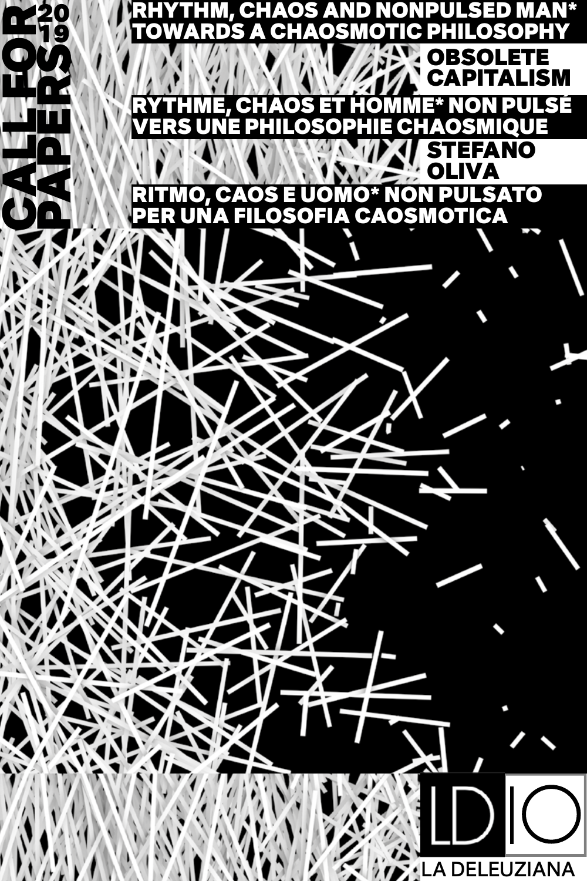# CALL FOR PAPERS 2019

## RHYTHM, CHAOS AND NONPULSED MAN* TOWARDS A CHAOSMOTIC PHILOSOPHY

**OBSOLETE CAPITALISM**

## RYTHME, CHAOS ET HOMME* NON PULSÉ VERS UNE PHILOSOPHIE CHAOSMIQUE

**STEFANO OLIVA**

## RITMO, CAOS E UOMO* NON PULSATO PER UNA FILOSOFIA CAOSMOTICA

LD | 10

LA DELEUZIANA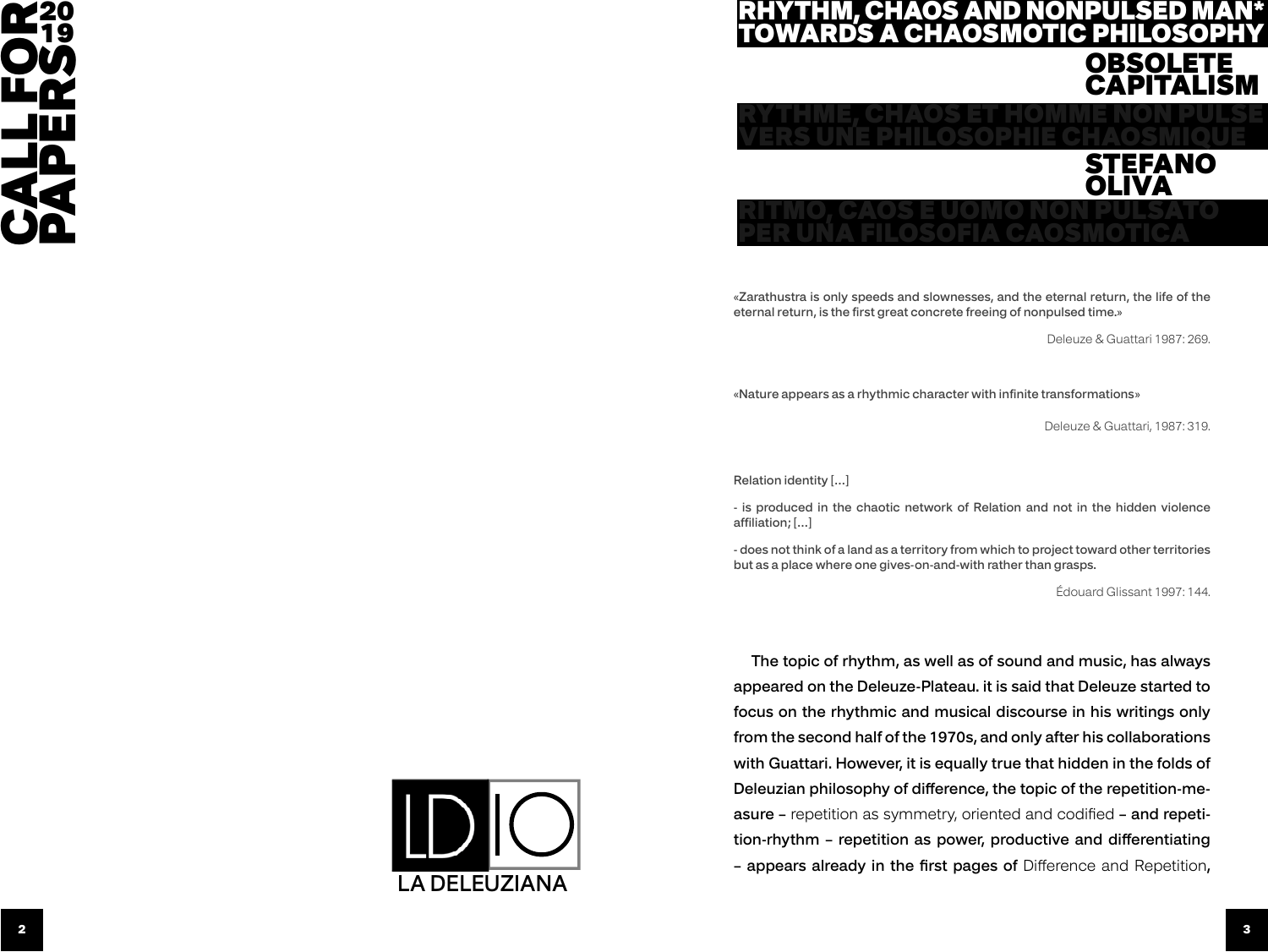CALL FOR PAPERS 2019

LA DELEUZIANA

# RHYTHM, CHAOS AND NONPULSED MAN* TOWARDS A CHAOSMOTIC PHILOSOPHY

## OBSOLETE CAPITALISM

# RYTHME, CHAOS ET HOMME NON PULSE VERS UNE PHILOSOPHIE CHAOSMIQUE

## STEFANO OLIVA

# RITMO, CAOS E UOMO NON PULSATO PER UNA FILOSOFIA CAOSMOTICA

«Zarathustra is only speeds and slownesses, and the eternal return, the life of the eternal return, is the first great concrete freeing of nonpulsed time.»

Deleuze & Guattari 1987: 269.

«Nature appears as a rhythmic character with infinite transformations»

Deleuze & Guattari, 1987: 319.

Relation identity […]

- is produced in the chaotic network of Relation and not in the hidden violence affiliation; […]

- does not think of a land as a territory from which to project toward other territories but as a place where one gives-on-and-with rather than grasps.

Édouard Glissant 1997: 144.

The topic of rhythm, as well as of sound and music, has always appeared on the Deleuze-Plateau. it is said that Deleuze started to focus on the rhythmic and musical discourse in his writings only from the second half of the 1970s, and only after his collaborations with Guattari. However, it is equally true that hidden in the folds of Deleuzian philosophy of difference, the topic of the repetition-measure – repetition as symmetry, oriented and codified – and repetition-rhythm – repetition as power, productive and differentiating – appears already in the first pages of *Difference and Repetition*,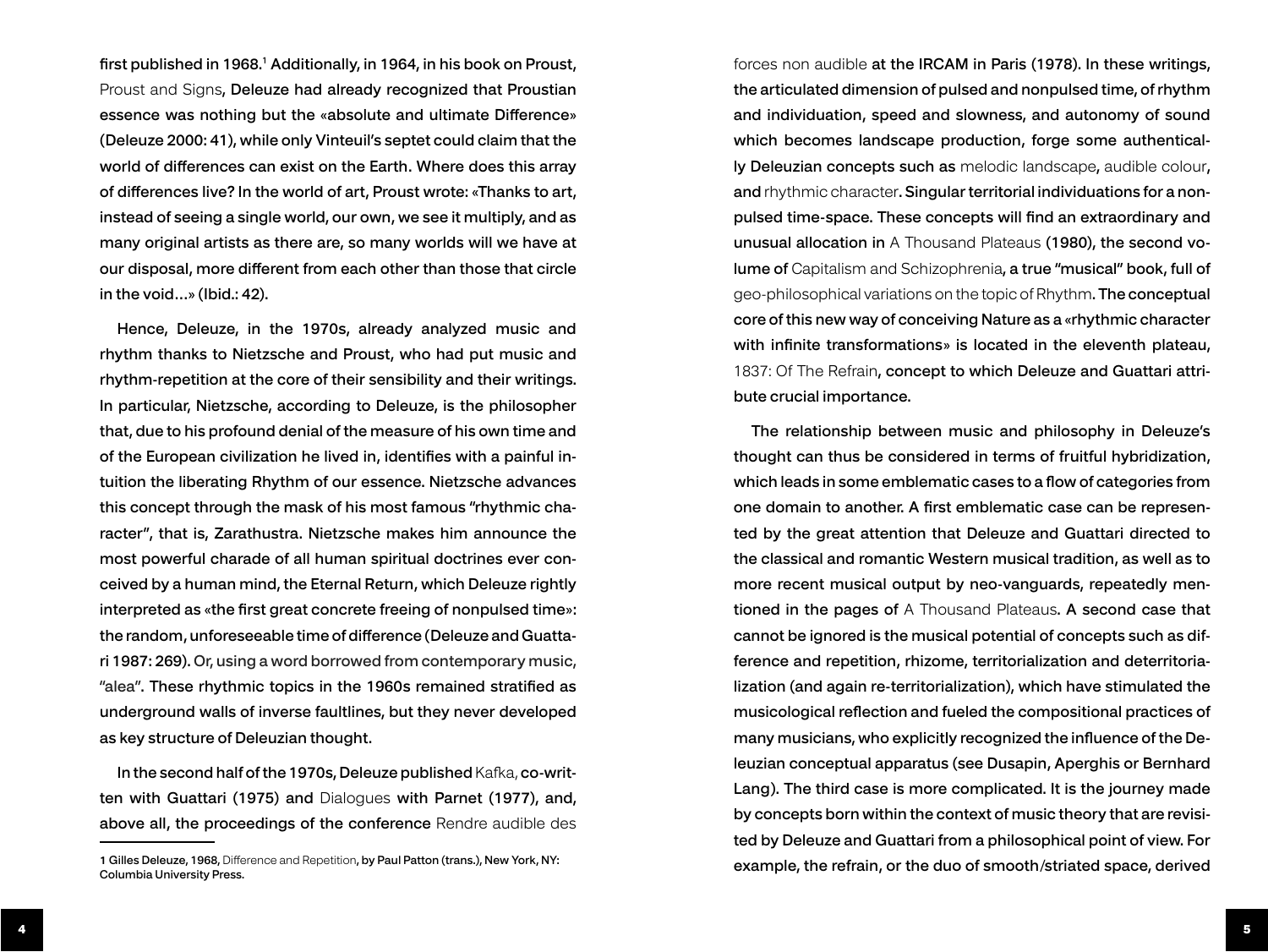first published in 1968.[1] Additionally, in 1964, in his book on Proust, *Proust and Signs*, Deleuze had already recognized that Proustian essence was nothing but the «absolute and ultimate Difference» (Deleuze 2000: 41), while only Vinteuil's septet could claim that the world of differences can exist on the Earth. Where does this array of differences live? In the world of art, Proust wrote: «Thanks to art, instead of seeing a single world, our own, we see it multiply, and as many original artists as there are, so many worlds will we have at our disposal, more different from each other than those that circle in the void…» (Ibid.: 42).

Hence, Deleuze, in the 1970s, already analyzed music and rhythm thanks to Nietzsche and Proust, who had put music and rhythm-repetition at the core of their sensibility and their writings. In particular, Nietzsche, according to Deleuze, is the philosopher that, due to his profound denial of the measure of his own time and of the European civilization he lived in, identifies with a painful intuition the liberating Rhythm of our essence. Nietzsche advances this concept through the mask of his most famous "rhythmic character", that is, Zarathustra. Nietzsche makes him announce the most powerful charade of all human spiritual doctrines ever conceived by a human mind, the Eternal Return, which Deleuze rightly interpreted as «the first great concrete freeing of nonpulsed time»: the random, unforeseeable time of difference (Deleuze and Guattari 1987: 269). Or, using a word borrowed from contemporary music, "alea". These rhythmic topics in the 1960s remained stratified as underground walls of inverse faultlines, but they never developed as key structure of Deleuzian thought.

In the second half of the 1970s, Deleuze published *Kafka*, co-written with Guattari (1975) and *Dialogues* with Parnet (1977), and, above all, the proceedings of the conference *Rendre audible des forces non audible* at the IRCAM in Paris (1978). In these writings, the articulated dimension of pulsed and nonpulsed time, of rhythm and individuation, speed and slowness, and autonomy of sound which becomes landscape production, forge some authentically Deleuzian concepts such as *melodic landscape*, *audible colour*, and *rhythmic character*. Singular territorial individuations for a nonpulsed time-space. These concepts will find an extraordinary and unusual allocation in *A Thousand Plateaus* (1980), the second volume of *Capitalism and Schizophrenia*, a true "musical" book, full of *geo-philosophical variations on the topic of Rhythm*. The conceptual core of this new way of conceiving Nature as a «rhythmic character with infinite transformations» is located in the eleventh plateau, *1837: Of The Refrain*, concept to which Deleuze and Guattari attribute crucial importance.

The relationship between music and philosophy in Deleuze's thought can thus be considered in terms of fruitful hybridization, which leads in some emblematic cases to a flow of categories from one domain to another. A first emblematic case can be represented by the great attention that Deleuze and Guattari directed to the classical and romantic Western musical tradition, as well as to more recent musical output by neo-vanguards, repeatedly mentioned in the pages of *A Thousand Plateaus*. A second case that cannot be ignored is the musical potential of concepts such as difference and repetition, rhizome, territorialization and deterritorialization (and again re-territorialization), which have stimulated the musicological reflection and fueled the compositional practices of many musicians, who explicitly recognized the influence of the Deleuzian conceptual apparatus (see Dusapin, Aperghis or Bernhard Lang). The third case is more complicated. It is the journey made by concepts born within the context of music theory that are revisited by Deleuze and Guattari from a philosophical point of view. For example, the refrain, or the duo of smooth/striated space, derived

[1] Gilles Deleuze, 1968, *Difference and Repetition*, by Paul Patton (trans.), New York, NY: Columbia University Press.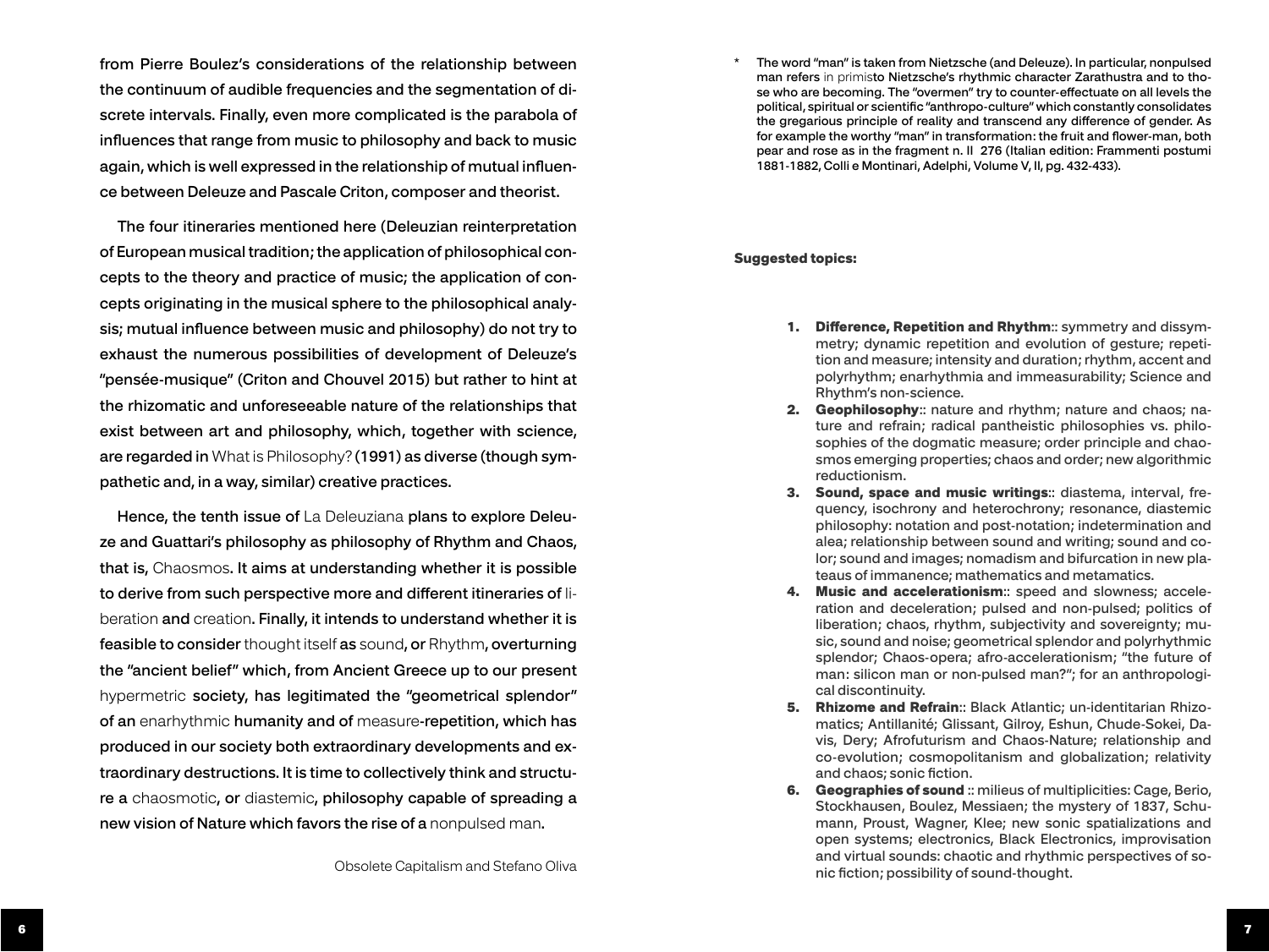from Pierre Boulez's considerations of the relationship between the continuum of audible frequencies and the segmentation of discrete intervals. Finally, even more complicated is the parabola of influences that range from music to philosophy and back to music again, which is well expressed in the relationship of mutual influence between Deleuze and Pascale Criton, composer and theorist.

The four itineraries mentioned here (Deleuzian reinterpretation of European musical tradition; the application of philosophical concepts to the theory and practice of music; the application of concepts originating in the musical sphere to the philosophical analysis; mutual influence between music and philosophy) do not try to exhaust the numerous possibilities of development of Deleuze's "pensée-musique" (Criton and Chouvel 2015) but rather to hint at the rhizomatic and unforeseeable nature of the relationships that exist between art and philosophy, which, together with science, are regarded in *What is Philosophy?* (1991) as diverse (though sympathetic and, in a way, similar) creative practices.

Hence, the tenth issue of *La Deleuziana* plans to explore Deleuze and Guattari's philosophy as philosophy of Rhythm and Chaos, that is, *Chaosmos*. It aims at understanding whether it is possible to derive from such perspective more and different itineraries of *liberation* and *creation*. Finally, it intends to understand whether it is feasible to consider *thought itself* as *sound*, or *Rhythm*, overturning the "ancient belief" which, from Ancient Greece up to our present *hypermetric* society, has legitimated the "geometrical splendor" of an *enarhythmic* humanity and of *measure*-repetition, which has produced in our society both extraordinary developments and extraordinary destructions. It is time to collectively think and structure a *chaosmotic*, or *diastemic*, philosophy capable of spreading a new vision of Nature which favors the rise of a *nonpulsed man*.

Obsolete Capitalism and Stefano Oliva

\* The word "man" is taken from Nietzsche (and Deleuze). In particular, nonpulsed man refers *in primis* to Nietzsche's rhythmic character Zarathustra and to those who are becoming. The "overmen" try to counter-effectuate on all levels the political, spiritual or scientific "anthropo-culture" which constantly consolidates the gregarious principle of reality and transcend any difference of gender. As for example the worthy "man" in transformation: the fruit and flower-man, both pear and rose as in the fragment n. II 276 (Italian edition: Frammenti postumi 1881-1882, Colli e Montinari, Adelphi, Volume V, II, pg. 432-433).

**Suggested topics:**

1. **Difference, Repetition and Rhythm**:: symmetry and dissymmetry; dynamic repetition and evolution of gesture; repetition and measure; intensity and duration; rhythm, accent and polyrhythm; enarhythmia and immeasurability; Science and Rhythm's non-science.
2. **Geophilosophy**:: nature and rhythm; nature and chaos; nature and refrain; radical pantheistic philosophies vs. philosophies of the dogmatic measure; order principle and chaosmos emerging properties; chaos and order; new algorithmic reductionism.
3. **Sound, space and music writings**:: diastema, interval, frequency, isochrony and heterochrony; resonance, diastemic philosophy: notation and post-notation; indetermination and alea; relationship between sound and writing; sound and color; sound and images; nomadism and bifurcation in new plateaus of immanence; mathematics and metamatics.
4. **Music and accelerationism**:: speed and slowness; acceleration and deceleration; pulsed and non-pulsed; politics of liberation; chaos, rhythm, subjectivity and sovereignty; music, sound and noise; geometrical splendor and polyrhythmic splendor; Chaos-opera; afro-accelerationism; "the future of man: silicon man or non-pulsed man?"; for an anthropological discontinuity.
5. **Rhizome and Refrain**:: Black Atlantic; un-identitarian Rhizomatics; Antillanité; Glissant, Gilroy, Eshun, Chude-Sokei, Davis, Dery; Afrofuturism and Chaos-Nature; relationship and co-evolution; cosmopolitanism and globalization; relativity and chaos; sonic fiction.
6. **Geographies of sound** :: milieus of multiplicities: Cage, Berio, Stockhausen, Boulez, Messiaen; the mystery of 1837, Schumann, Proust, Wagner, Klee; new sonic spatializations and open systems; electronics, Black Electronics, improvisation and virtual sounds: chaotic and rhythmic perspectives of sonic fiction; possibility of sound-thought.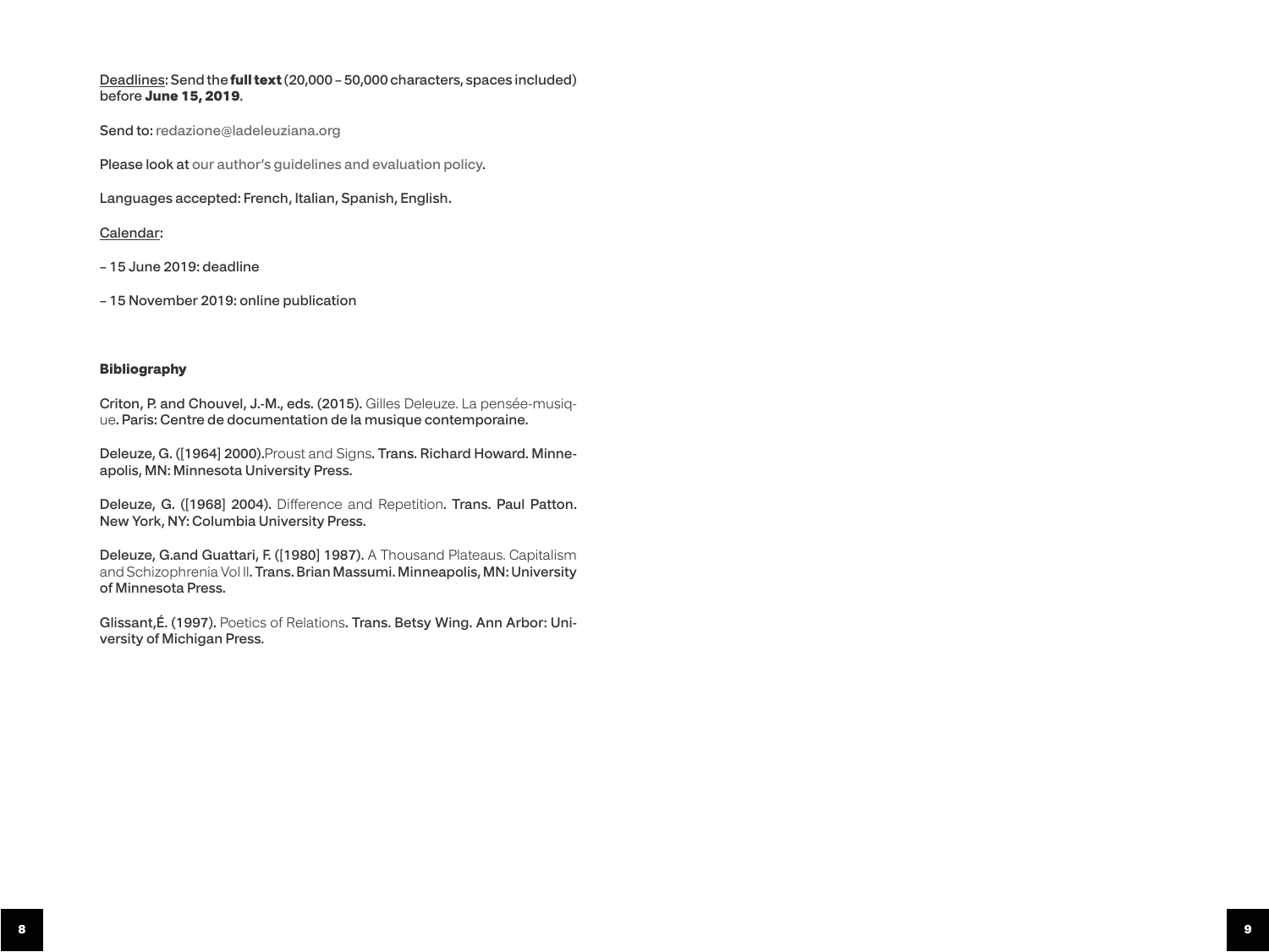Deadlines: Send the **full text** (20,000 – 50,000 characters, spaces included) before **June 15, 2019**.

Send to: redazione@ladeleuziana.org

Please look at our author's guidelines and evaluation policy.

Languages accepted: French, Italian, Spanish, English.

Calendar:

– 15 June 2019: deadline

– 15 November 2019: online publication

**Bibliography**

Criton, P. and Chouvel, J.-M., eds. (2015). *Gilles Deleuze. La pensée-musique*. Paris: Centre de documentation de la musique contemporaine.

Deleuze, G. ([1964] 2000). *Proust and Signs*. Trans. Richard Howard. Minneapolis, MN: Minnesota University Press.

Deleuze, G. ([1968] 2004). *Difference and Repetition*. Trans. Paul Patton. New York, NY: Columbia University Press.

Deleuze, G. and Guattari, F. ([1980] 1987). *A Thousand Plateaus. Capitalism and Schizophrenia Vol II*. Trans. Brian Massumi. Minneapolis, MN: University of Minnesota Press.

Glissant, É. (1997). *Poetics of Relations*. Trans. Betsy Wing. Ann Arbor: University of Michigan Press.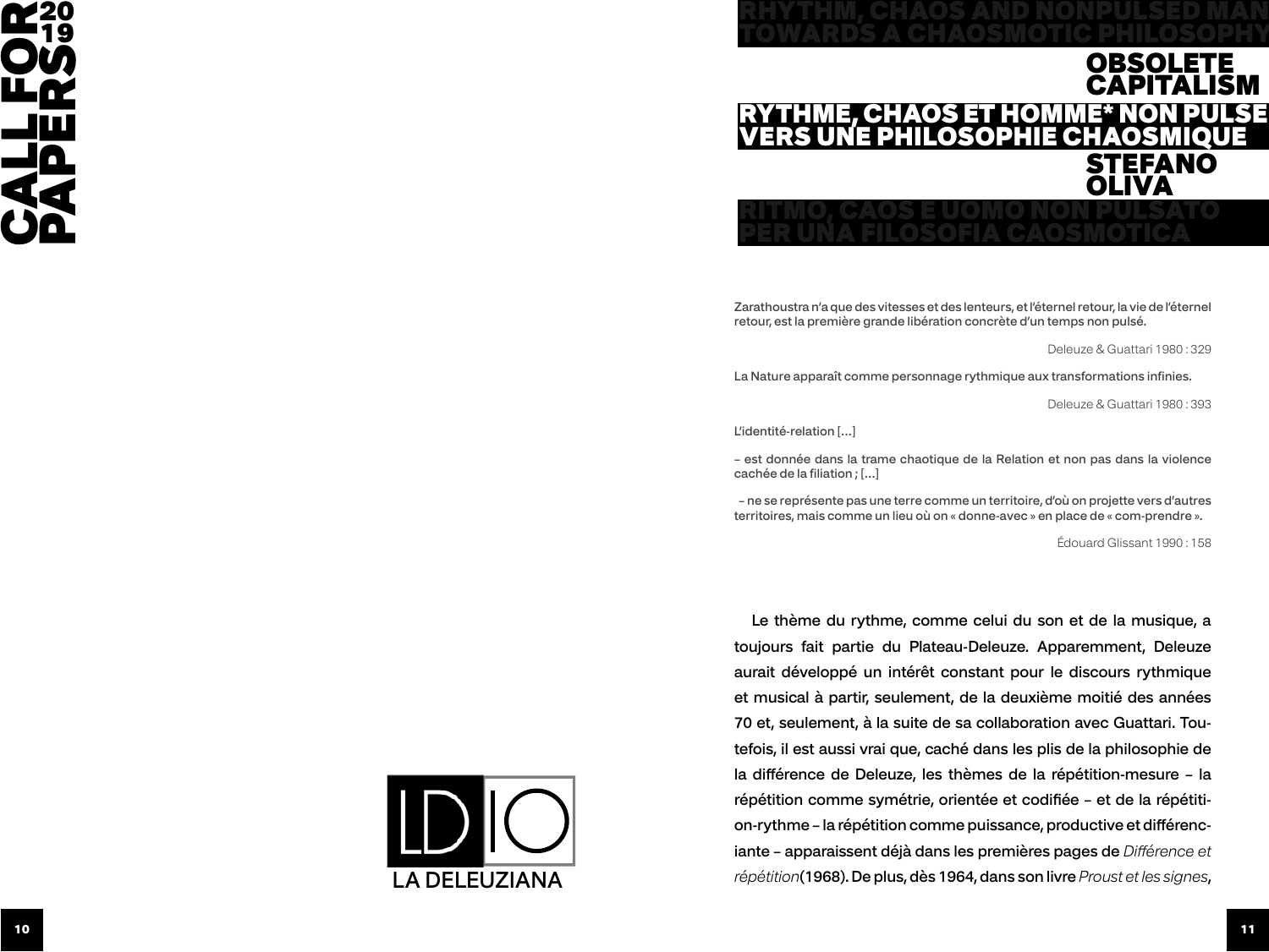# RHYTHM, CHAOS AND NONPULSED MAN TOWARDS A CHAOSMOTIC PHILOSOPHY

## OBSOLETE CAPITALISM

# RYTHME, CHAOS ET HOMME* NON PULSE VERS UNE PHILOSOPHIE CHAOSMIQUE

## STEFANO OLIVA

# RITMO, CAOS E UOMO NON PULSATO PER UNA FILOSOFIA CAOSMOTICA

Zarathoustra n'a que des vitesses et des lenteurs, et l'éternel retour, la vie de l'éternel retour, est la première grande libération concrète d'un temps non pulsé.

Deleuze & Guattari 1980 : 329

La Nature apparaît comme personnage rythmique aux transformations infinies.

Deleuze & Guattari 1980 : 393

L'identité-relation [...]

– est donnée dans la trame chaotique de la Relation et non pas dans la violence cachée de la filiation ; [...]

– ne se représente pas une terre comme un territoire, d'où on projette vers d'autres territoires, mais comme un lieu où on « donne-avec » en place de « com-prendre ».

Édouard Glissant 1990 : 158

Le thème du rythme, comme celui du son et de la musique, a toujours fait partie du Plateau-Deleuze. Apparemment, Deleuze aurait développé un intérêt constant pour le discours rythmique et musical à partir, seulement, de la deuxième moitié des années 70 et, seulement, à la suite de sa collaboration avec Guattari. Toutefois, il est aussi vrai que, caché dans les plis de la philosophie de la différence de Deleuze, les thèmes de la répétition-mesure – la répétition comme symétrie, orientée et codifiée – et de la répétition-rythme – la répétition comme puissance, productive et différenciante – apparaissent déjà dans les premières pages de *Différence et répétition*(1968). De plus, dès 1964, dans son livre *Proust et les signes*,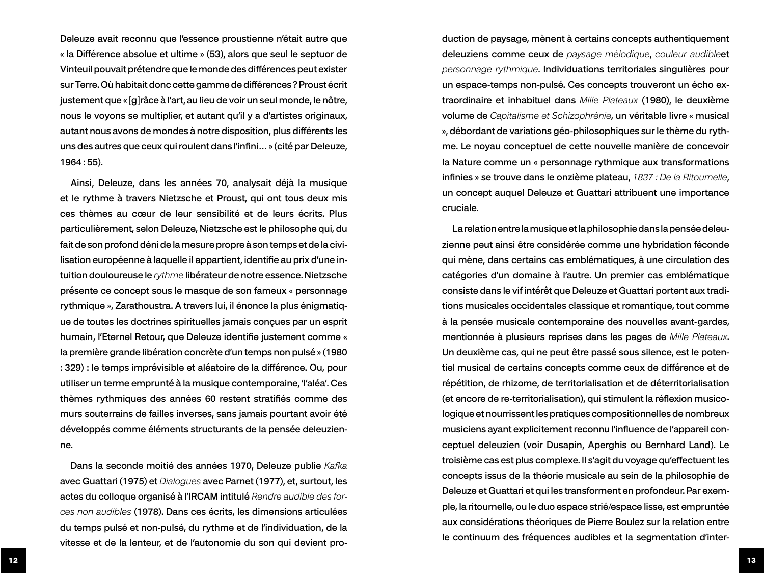Deleuze avait reconnu que l'essence proustienne n'était autre que « la Différence absolue et ultime » (53), alors que seul le septuor de Vinteuil pouvait prétendre que le monde des différences peut exister sur Terre. Où habitait donc cette gamme de différences ? Proust écrit justement que « [g]râce à l'art, au lieu de voir un seul monde, le nôtre, nous le voyons se multiplier, et autant qu'il y a d'artistes originaux, autant nous avons de mondes à notre disposition, plus différents les uns des autres que ceux qui roulent dans l'infini… » (cité par Deleuze, 1964 : 55).

Ainsi, Deleuze, dans les années 70, analysait déjà la musique et le rythme à travers Nietzsche et Proust, qui ont tous deux mis ces thèmes au cœur de leur sensibilité et de leurs écrits. Plus particulièrement, selon Deleuze, Nietzsche est le philosophe qui, du fait de son profond déni de la mesure propre à son temps et de la civilisation européenne à laquelle il appartient, identifie au prix d'une intuition douloureuse le *rythme* libérateur de notre essence. Nietzsche présente ce concept sous le masque de son fameux « personnage rythmique », Zarathoustra. A travers lui, il énonce la plus énigmatique de toutes les doctrines spirituelles jamais conçues par un esprit humain, l'Eternel Retour, que Deleuze identifie justement comme « la première grande libération concrète d'un temps non pulsé » (1980 : 329) : le temps imprévisible et aléatoire de la différence. Ou, pour utiliser un terme emprunté à la musique contemporaine, 'l'aléa'. Ces thèmes rythmiques des années 60 restent stratifiés comme des murs souterrains de failles inverses, sans jamais pourtant avoir été développés comme éléments structurants de la pensée deleuzienne.

Dans la seconde moitié des années 1970, Deleuze publie *Kafka* avec Guattari (1975) et *Dialogues* avec Parnet (1977), et, surtout, les actes du colloque organisé à l'IRCAM intitulé *Rendre audible des forces non audibles* (1978). Dans ces écrits, les dimensions articulées du temps pulsé et non-pulsé, du rythme et de l'individuation, de la vitesse et de la lenteur, et de l'autonomie du son qui devient production de paysage, mènent à certains concepts authentiquement deleuziens comme ceux de *paysage mélodique*, *couleur audible*et *personnage rythmique*. Individuations territoriales singulières pour un espace-temps non-pulsé. Ces concepts trouveront un écho extraordinaire et inhabituel dans *Mille Plateaux* (1980), le deuxième volume de *Capitalisme et Schizophrénie*, un véritable livre « musical », débordant de variations géo-philosophiques sur le thème du rythme. Le noyau conceptuel de cette nouvelle manière de concevoir la Nature comme un « personnage rythmique aux transformations infinies » se trouve dans le onzième plateau, *1837 : De la Ritournelle*, un concept auquel Deleuze et Guattari attribuent une importance cruciale.

La relation entre la musique et la philosophie dans la pensée deleuzienne peut ainsi être considérée comme une hybridation féconde qui mène, dans certains cas emblématiques, à une circulation des catégories d'un domaine à l'autre. Un premier cas emblématique consiste dans le vif intérêt que Deleuze et Guattari portent aux traditions musicales occidentales classique et romantique, tout comme à la pensée musicale contemporaine des nouvelles avant-gardes, mentionnée à plusieurs reprises dans les pages de *Mille Plateaux*. Un deuxième cas, qui ne peut être passé sous silence, est le potentiel musical de certains concepts comme ceux de différence et de répétition, de rhizome, de territorialisation et de déterritorialisation (et encore de re-territorialisation), qui stimulent la réflexion musicologique et nourrissent les pratiques compositionnelles de nombreux musiciens ayant explicitement reconnu l'influence de l'appareil conceptuel deleuzien (voir Dusapin, Aperghis ou Bernhard Land). Le troisième cas est plus complexe. Il s'agit du voyage qu'effectuent les concepts issus de la théorie musicale au sein de la philosophie de Deleuze et Guattari et qui les transforment en profondeur. Par exemple, la ritournelle, ou le duo espace strié/espace lisse, est empruntée aux considérations théoriques de Pierre Boulez sur la relation entre le continuum des fréquences audibles et la segmentation d'inter-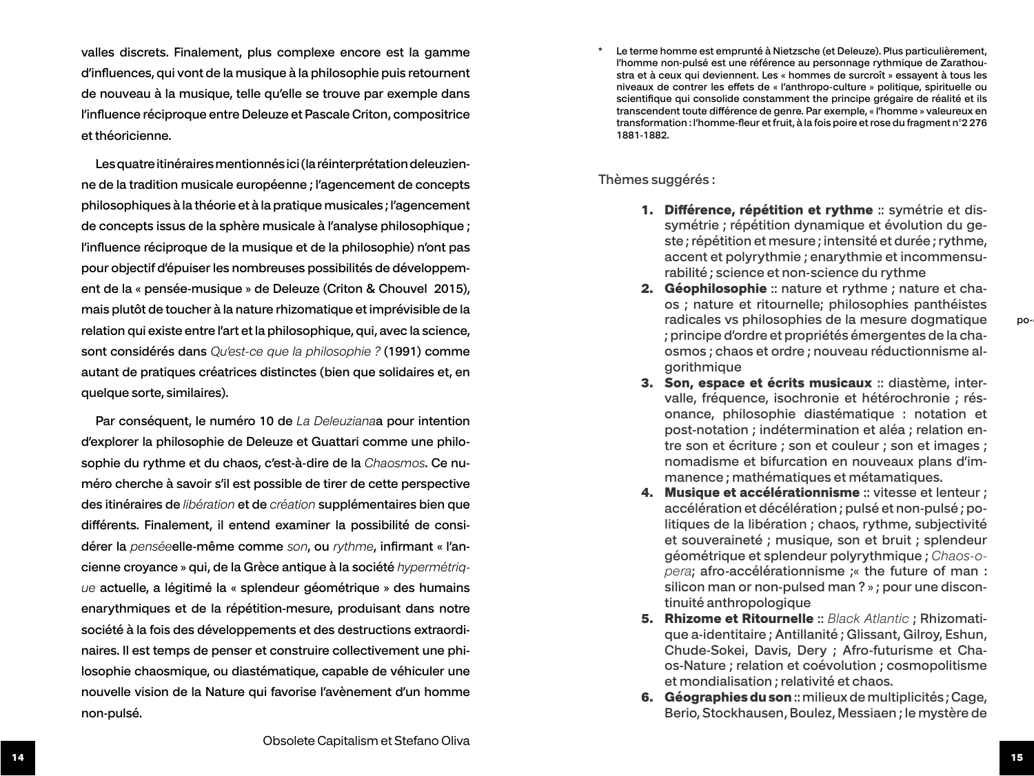valles discrets. Finalement, plus complexe encore est la gamme d'influences, qui vont de la musique à la philosophie puis retournent de nouveau à la musique, telle qu'elle se trouve par exemple dans l'influence réciproque entre Deleuze et Pascale Criton, compositrice et théoricienne.

Les quatre itinéraires mentionnés ici (la réinterprétation deleuzienne de la tradition musicale européenne ; l'agencement de concepts philosophiques à la théorie et à la pratique musicales ; l'agencement de concepts issus de la sphère musicale à l'analyse philosophique ; l'influence réciproque de la musique et de la philosophie) n'ont pas pour objectif d'épuiser les nombreuses possibilités de développement de la « pensée-musique » de Deleuze (Criton & Chouvel 2015), mais plutôt de toucher à la nature rhizomatique et imprévisible de la relation qui existe entre l'art et la philosophique, qui, avec la science, sont considérés dans *Qu'est-ce que la philosophie ?* (1991) comme autant de pratiques créatrices distinctes (bien que solidaires et, en quelque sorte, similaires).

Par conséquent, le numéro 10 de *La Deleuziana*a pour intention d'explorer la philosophie de Deleuze et Guattari comme une philosophie du rythme et du chaos, c'est-à-dire de la *Chaosmos*. Ce numéro cherche à savoir s'il est possible de tirer de cette perspective des itinéraires de *libération* et de *création* supplémentaires bien que différents. Finalement, il entend examiner la possibilité de considérer la *pensée*elle-même comme *son*, ou *rythme*, infirmant « l'ancienne croyance » qui, de la Grèce antique à la société *hypermétrique* actuelle, a légitimé la « splendeur géométrique » des humains enarythmiques et de la répétition-mesure, produisant dans notre société à la fois des développements et des destructions extraordinaires. Il est temps de penser et construire collectivement une philosophie chaosmique, ou diastématique, capable de véhiculer une nouvelle vision de la Nature qui favorise l'avènement d'un homme non-pulsé.

Obsolete Capitalism et Stefano Oliva

\* Le terme homme est emprunté à Nietzsche (et Deleuze). Plus particulièrement, l'homme non-pulsé est une référence au personnage rythmique de Zarathoustra et à ceux qui deviennent. Les « hommes de surcroît » essayent à tous les niveaux de contrer les effets de « l'anthropo-culture » politique, spirituelle ou scientifique qui consolide constamment le principe grégaire de réalité et ils transcendent toute différence de genre. Par exemple, « l'homme » valeureux en transformation : l'homme-fleur et fruit, à la fois poire et rose du fragment n°2 276 1881-1882.

Thèmes suggérés :

1. **Différence, répétition et rythme** :: symétrie et dissymétrie ; répétition dynamique et évolution du geste ; répétition et mesure ; intensité et durée ; rythme, accent et polyrythmie ; enarythmie et incommensurabilité ; science et non-science du rythme
2. **Géophilosophie** :: nature et rythme ; nature et chaos ; nature et ritournelle; philosophies panthéistes radicales vs philosophies de la mesure dogmatique ; principe d'ordre et propriétés émergentes de la chaosmos ; chaos et ordre ; nouveau réductionnisme algorithmique
3. **Son, espace et écrits musicaux** :: diastème, intervalle, fréquence, isochronie et hétérochronie ; résonance, philosophie diastématique : notation et post-notation ; indétermination et aléa ; relation entre son et écriture ; son et couleur ; son et images ; nomadisme et bifurcation en nouveaux plans d'immanence ; mathématiques et métamatiques.
4. **Musique et accélérationnisme** :: vitesse et lenteur ; accélération et décélération ; pulsé et non-pulsé ; politiques de la libération ; chaos, rythme, subjectivité et souveraineté ; musique, son et bruit ; splendeur géométrique et splendeur polyrythmique ; *Chaos-opera*; afro-accélérationnisme ;« the future of man : silicon man or non-pulsed man ? » ; pour une discontinuité anthropologique
5. **Rhizome et Ritournelle** :: *Black Atlantic* ; Rhizomatique a-identitaire ; Antillanité ; Glissant, Gilroy, Eshun, Chude-Sokei, Davis, Dery ; Afro-futurisme et Chaos-Nature ; relation et coévolution ; cosmopolitisme et mondialisation ; relativité et chaos.
6. **Géographies du son** :: milieux de multiplicités ; Cage, Berio, Stockhausen, Boulez, Messiaen ; le mystère de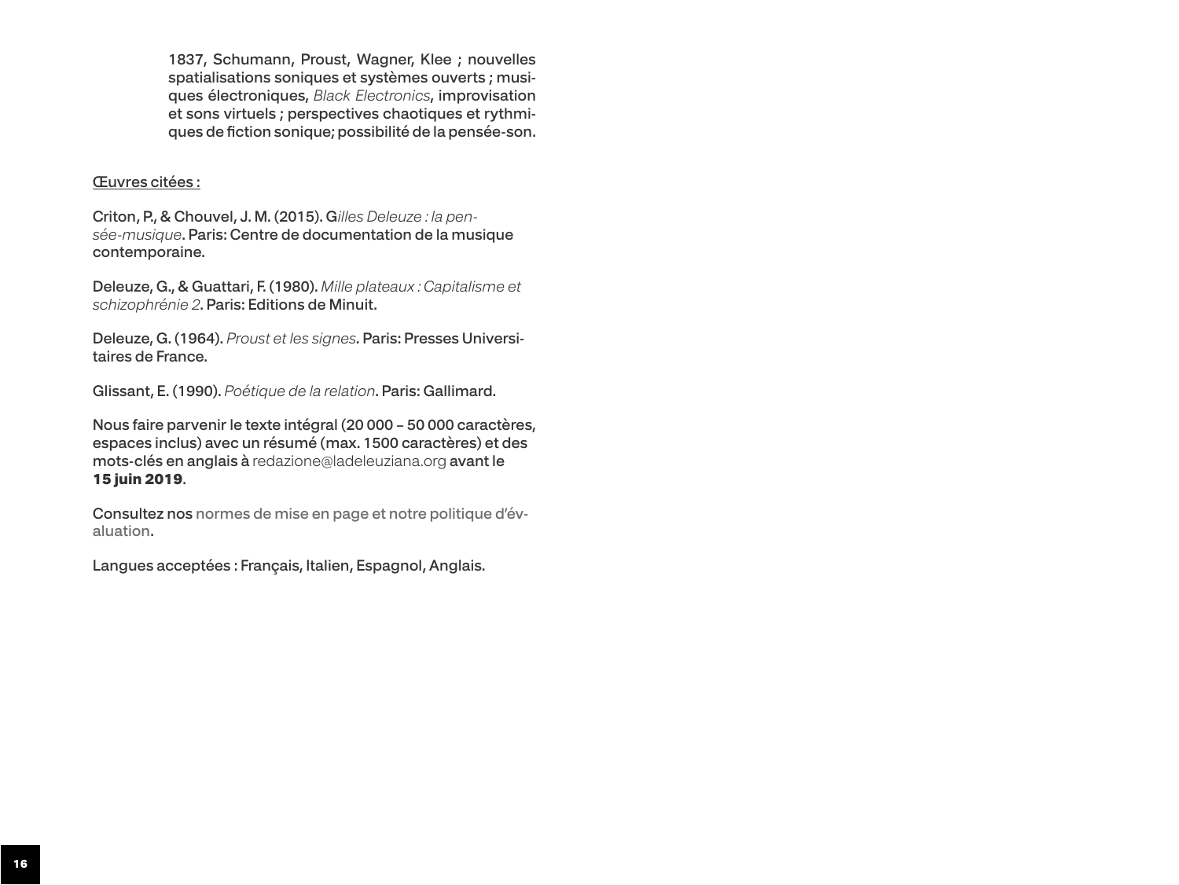1837, Schumann, Proust, Wagner, Klee ; nouvelles spatialisations soniques et systèmes ouverts ; musiques électroniques, *Black Electronics*, improvisation et sons virtuels ; perspectives chaotiques et rythmiques de fiction sonique; possibilité de la pensée-son.

Œuvres citées :

Criton, P., & Chouvel, J. M. (2015). G*illes Deleuze : la pensée-musique*. Paris: Centre de documentation de la musique contemporaine.

Deleuze, G., & Guattari, F. (1980). *Mille plateaux : Capitalisme et schizophrénie 2*. Paris: Editions de Minuit.

Deleuze, G. (1964). *Proust et les signes*. Paris: Presses Universitaires de France.

Glissant, E. (1990). *Poétique de la relation*. Paris: Gallimard.

Nous faire parvenir le texte intégral (20 000 – 50 000 caractères, espaces inclus) avec un résumé (max. 1500 caractères) et des mots-clés en anglais à redazione@ladeleuziana.org avant le **15 juin 2019**.

Consultez nos normes de mise en page et notre politique d'évaluation.

Langues acceptées : Français, Italien, Espagnol, Anglais.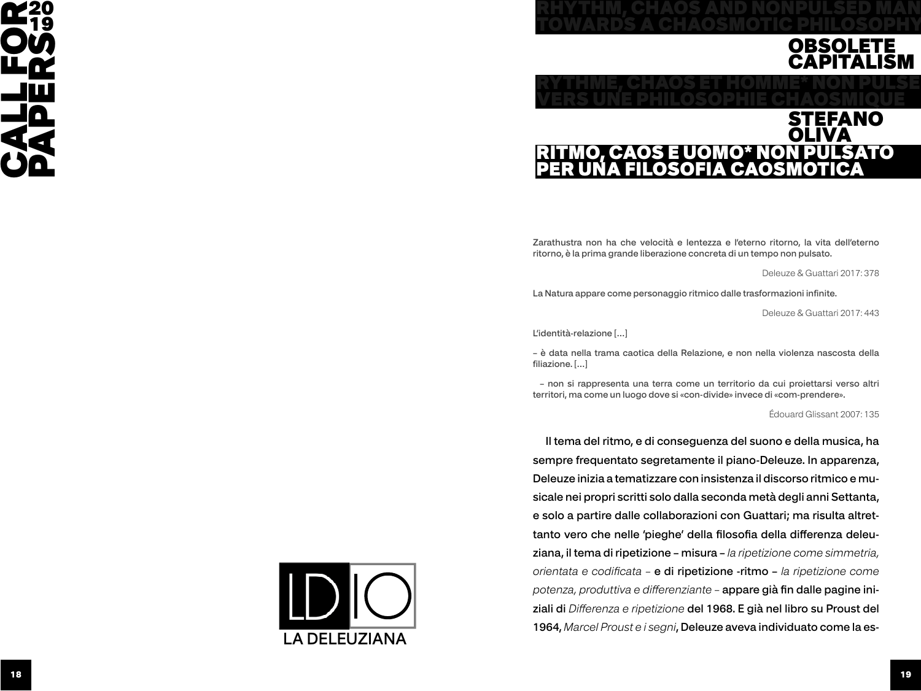# RHYTHM, CHAOS AND NONPULSED MAN TOWARDS A CHAOSMOTIC PHILOSOPHY

## OBSOLETE CAPITALISM

# RYTHME, CHAOS ET HOMME* NON PULSE VERS UNE PHILOSOPHIE CHAOSMIQUE

## STEFANO OLIVA

# RITMO, CAOS E UOMO* NON PULSATO PER UNA FILOSOFIA CAOSMOTICA

Zarathustra non ha che velocità e lentezza e l'eterno ritorno, la vita dell'eterno ritorno, è la prima grande liberazione concreta di un tempo non pulsato.

Deleuze & Guattari 2017: 378

La Natura appare come personaggio ritmico dalle trasformazioni infinite.

Deleuze & Guattari 2017: 443

L'identità-relazione [...]

– è data nella trama caotica della Relazione, e non nella violenza nascosta della filiazione. [...]

– non si rappresenta una terra come un territorio da cui proiettarsi verso altri territori, ma come un luogo dove si «con-divide» invece di «com-prendere».

Édouard Glissant 2007: 135

Il tema del ritmo, e di conseguenza del suono e della musica, ha sempre frequentato segretamente il piano-Deleuze. In apparenza, Deleuze inizia a tematizzare con insistenza il discorso ritmico e musicale nei propri scritti solo dalla seconda metà degli anni Settanta, e solo a partire dalle collaborazioni con Guattari; ma risulta altrettanto vero che nelle 'pieghe' della filosofia della differenza deleuziana, il tema di ripetizione – misura – *la ripetizione come simmetria, orientata e codificata* – e di ripetizione -ritmo – *la ripetizione come potenza, produttiva e differenziante* – appare già fin dalle pagine iniziali di *Differenza e ripetizione* del 1968. E già nel libro su Proust del 1964, *Marcel Proust e i segni*, Deleuze aveva individuato come la es-

LD|O
LA DELEUZIANA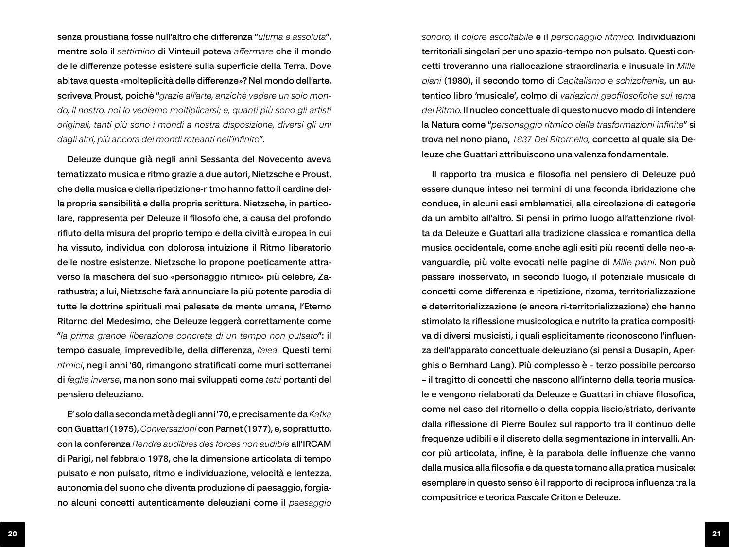senza proustiana fosse null'altro che differenza "*ultima e assoluta*", mentre solo il *settimino* di Vinteuil poteva *affermare* che il mondo delle differenze potesse esistere sulla superficie della Terra. Dove abitava questa «molteplicità delle differenze»? Nel mondo dell'arte, scriveva Proust, poichè "*grazie all'arte, anziché vedere un solo mondo, il nostro, noi lo vediamo moltiplicarsi; e, quanti più sono gli artisti originali, tanti più sono i mondi a nostra disposizione, diversi gli uni dagli altri, più ancora dei mondi roteanti nell'infinito*".

Deleuze dunque già negli anni Sessanta del Novecento aveva tematizzato musica e ritmo grazie a due autori, Nietzsche e Proust, che della musica e della ripetizione-ritmo hanno fatto il cardine della propria sensibilità e della propria scrittura. Nietzsche, in particolare, rappresenta per Deleuze il filosofo che, a causa del profondo rifiuto della misura del proprio tempo e della civiltà europea in cui ha vissuto, individua con dolorosa intuizione il Ritmo liberatorio delle nostre esistenze. Nietzsche lo propone poeticamente attraverso la maschera del suo «personaggio ritmico» più celebre, Zarathustra; a lui, Nietzsche farà annunciare la più potente parodia di tutte le dottrine spirituali mai palesate da mente umana, l'Eterno Ritorno del Medesimo, che Deleuze leggerà correttamente come "*la prima grande liberazione concreta di un tempo non pulsato*": il tempo casuale, imprevedibile, della differenza, *l'alea.* Questi temi *ritmici*, negli anni '60, rimangono stratificati come muri sotterranei di *faglie inverse*, ma non sono mai sviluppati come *tetti* portanti del pensiero deleuziano.

E' solo dalla seconda metà degli anni '70, e precisamente da *Kafka* con Guattari (1975), *Conversazioni* con Parnet (1977), e, soprattutto, con la conferenza *Rendre audibles des forces non audible* all'IRCAM di Parigi, nel febbraio 1978, che la dimensione articolata di tempo pulsato e non pulsato, ritmo e individuazione, velocità e lentezza, autonomia del suono che diventa produzione di paesaggio, forgiano alcuni concetti autenticamente deleuziani come il *paesaggio sonoro,* il *colore ascoltabile* e il *personaggio ritmico.* Individuazioni territoriali singolari per uno spazio-tempo non pulsato. Questi concetti troveranno una riallocazione straordinaria e inusuale in *Mille piani* (1980), il secondo tomo di *Capitalismo e schizofrenia*, un autentico libro 'musicale', colmo di *variazioni geofilosofiche sul tema del Ritmo.* Il nucleo concettuale di questo nuovo modo di intendere la Natura come "*personaggio ritmico dalle trasformazioni infinite*" si trova nel nono piano, *1837 Del Ritornello,* concetto al quale sia Deleuze che Guattari attribuiscono una valenza fondamentale.

Il rapporto tra musica e filosofia nel pensiero di Deleuze può essere dunque inteso nei termini di una feconda ibridazione che conduce, in alcuni casi emblematici, alla circolazione di categorie da un ambito all'altro. Si pensi in primo luogo all'attenzione rivolta da Deleuze e Guattari alla tradizione classica e romantica della musica occidentale, come anche agli esiti più recenti delle neo-avanguardie, più volte evocati nelle pagine di *Mille piani*. Non può passare inosservato, in secondo luogo, il potenziale musicale di concetti come differenza e ripetizione, rizoma, territorializzazione e deterritorializzazione (e ancora ri-territorializzazione) che hanno stimolato la riflessione musicologica e nutrito la pratica compositiva di diversi musicisti, i quali esplicitamente riconoscono l'influenza dell'apparato concettuale deleuziano (si pensi a Dusapin, Aperghis o Bernhard Lang). Più complesso è – terzo possibile percorso – il tragitto di concetti che nascono all'interno della teoria musicale e vengono rielaborati da Deleuze e Guattari in chiave filosofica, come nel caso del ritornello o della coppia liscio/striato, derivante dalla riflessione di Pierre Boulez sul rapporto tra il continuo delle frequenze udibili e il discreto della segmentazione in intervalli. Ancor più articolata, infine, è la parabola delle influenze che vanno dalla musica alla filosofia e da questa tornano alla pratica musicale: esemplare in questo senso è il rapporto di reciproca influenza tra la compositrice e teorica Pascale Criton e Deleuze.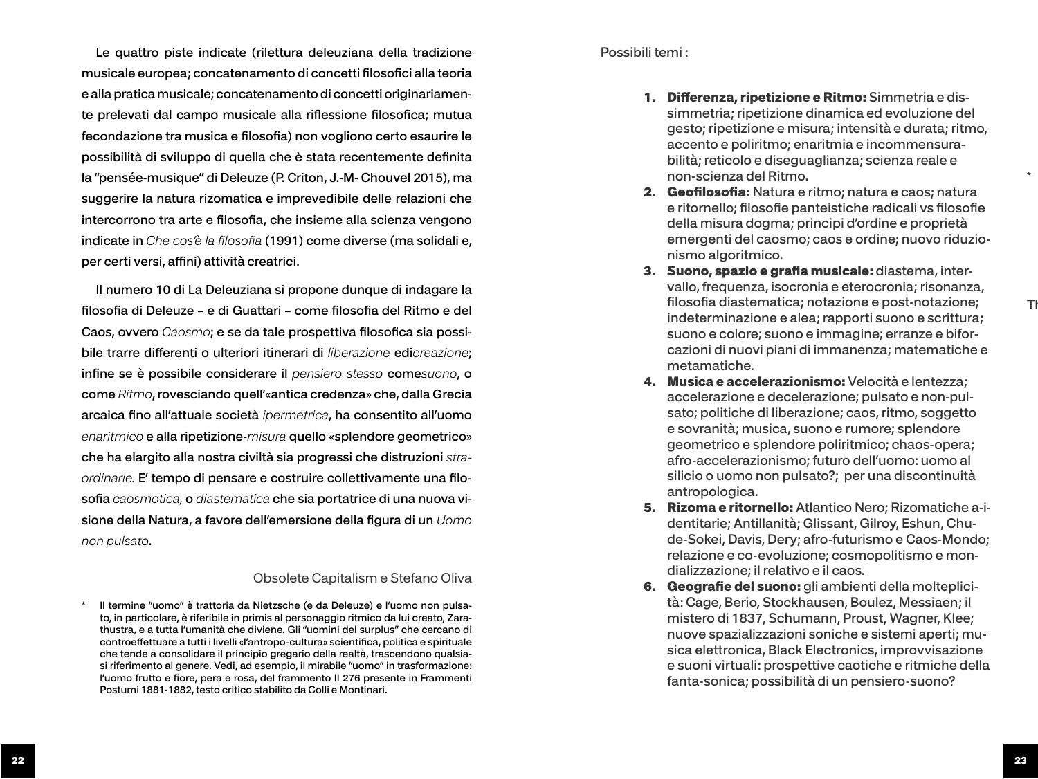Le quattro piste indicate (rilettura deleuziana della tradizione musicale europea; concatenamento di concetti filosofici alla teoria e alla pratica musicale; concatenamento di concetti originariamente prelevati dal campo musicale alla riflessione filosofica; mutua fecondazione tra musica e filosofia) non vogliono certo esaurire le possibilità di sviluppo di quella che è stata recentemente definita la "pensée-musique" di Deleuze (P. Criton, J.-M- Chouvel 2015), ma suggerire la natura rizomatica e imprevedibile delle relazioni che intercorrono tra arte e filosofia, che insieme alla scienza vengono indicate in *Che cos'è la filosofia* (1991) come diverse (ma solidali e, per certi versi, affini) attività creatrici.

Il numero 10 di La Deleuziana si propone dunque di indagare la filosofia di Deleuze – e di Guattari – come filosofia del Ritmo e del Caos, ovvero *Caosmo*; e se da tale prospettiva filosofica sia possibile trarre differenti o ulteriori itinerari di *liberazione* ed*icreazione*; infine se è possibile considerare il *pensiero stesso* come*suono*, o come *Ritmo*, rovesciando quell'«antica credenza» che, dalla Grecia arcaica fino all'attuale società *ipermetrica*, ha consentito all'uomo *enaritmico* e alla ripetizione-*misura* quello «splendore geometrico» che ha elargito alla nostra civiltà sia progressi che distruzioni *straordinarie.* E' tempo di pensare e costruire collettivamente una filosofia *caosmotica,* o *diastematica* che sia portatrice di una nuova visione della Natura, a favore dell'emersione della figura di un *Uomo non pulsato*.

Obsolete Capitalism e Stefano Oliva

\* Il termine "uomo" è trattoria da Nietzsche (e da Deleuze) e l'uomo non pulsato, in particolare, è riferibile in primis al personaggio ritmico da lui creato, Zarathustra, e a tutta l'umanità che diviene. Gli "uomini del surplus" che cercano di controeffettuare a tutti i livelli «l'antropo-cultura» scientifica, politica e spirituale che tende a consolidare il principio gregario della realtà, trascendono qualsiasi riferimento al genere. Vedi, ad esempio, il mirabile "uomo" in trasformazione: l'uomo frutto e fiore, pera e rosa, del frammento II 276 presente in Frammenti Postumi 1881-1882, testo critico stabilito da Colli e Montinari.

Possibili temi :

1. **Differenza, ripetizione e Ritmo:** Simmetria e dissimmetria; ripetizione dinamica ed evoluzione del gesto; ripetizione e misura; intensità e durata; ritmo, accento e poliritmo; enaritmia e incommensurabilità; reticolo e diseguaglianza; scienza reale e non-scienza del Ritmo.
2. **Geofilosofia:** Natura e ritmo; natura e caos; natura e ritornello; filosofie panteistiche radicali vs filosofie della misura dogma; principi d'ordine e proprietà emergenti del caosmo; caos e ordine; nuovo riduzionismo algoritmico.
3. **Suono, spazio e grafia musicale:** diastema, intervallo, frequenza, isocronia e eterocronia; risonanza, filosofia diastematica; notazione e post-notazione; indeterminazione e alea; rapporti suono e scrittura; suono e colore; suono e immagine; erranze e biforcazioni di nuovi piani di immanenza; matematiche e metamatiche.
4. **Musica e accelerazionismo:** Velocità e lentezza; accelerazione e decelerazione; pulsato e non-pulsato; politiche di liberazione; caos, ritmo, soggetto e sovranità; musica, suono e rumore; splendore geometrico e splendore poliritmico; chaos-opera; afro-accelerazionismo; futuro dell'uomo: uomo al silicio o uomo non pulsato?; per una discontinuità antropologica.
5. **Rizoma e ritornello:** Atlantico Nero; Rizomatiche a-identitarie; Antillanità; Glissant, Gilroy, Eshun, Chude-Sokei, Davis, Dery; afro-futurismo e Caos-Mondo; relazione e co-evoluzione; cosmopolitismo e mondializzazione; il relativo e il caos.
6. **Geografie del suono:** gli ambienti della molteplicità: Cage, Berio, Stockhausen, Boulez, Messiaen; il mistero di 1837, Schumann, Proust, Wagner, Klee; nuove spazializzazioni soniche e sistemi aperti; musica elettronica, Black Electronics, improvvisazione e suoni virtuali: prospettive caotiche e ritmiche della fanta-sonica; possibilità di un pensiero-suono?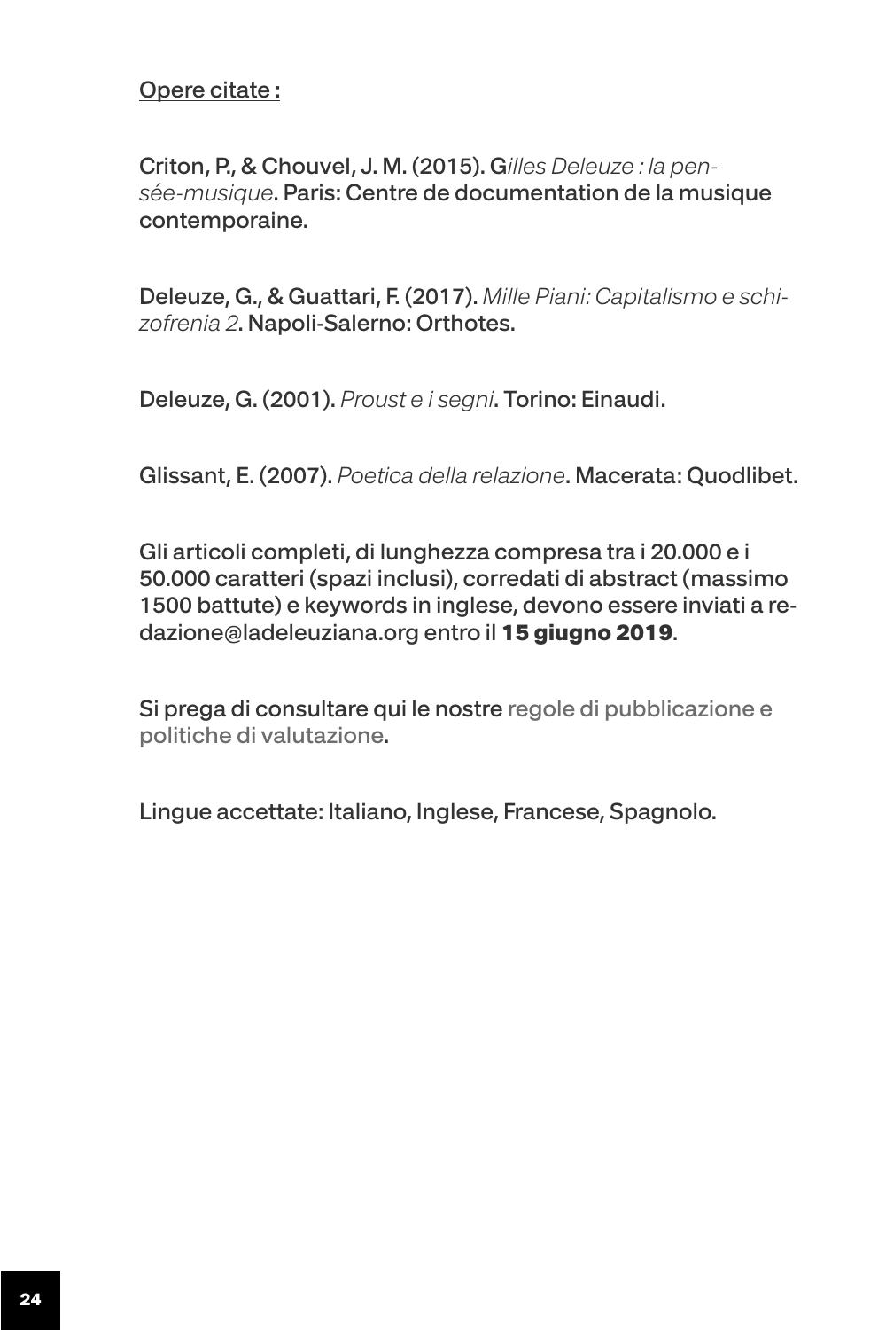Opere citate :

Criton, P., & Chouvel, J. M. (2015). G*illes Deleuze : la pensée-musique*. Paris: Centre de documentation de la musique contemporaine.

Deleuze, G., & Guattari, F. (2017). *Mille Piani: Capitalismo e schizofrenia 2*. Napoli-Salerno: Orthotes.

Deleuze, G. (2001). *Proust e i segni*. Torino: Einaudi.

Glissant, E. (2007). *Poetica della relazione*. Macerata: Quodlibet.

Gli articoli completi, di lunghezza compresa tra i 20.000 e i 50.000 caratteri (spazi inclusi), corredati di abstract (massimo 1500 battute) e keywords in inglese, devono essere inviati a redazione@ladeleuziana.org entro il **15 giugno 2019**.

Si prega di consultare qui le nostre regole di pubblicazione e politiche di valutazione.

Lingue accettate: Italiano, Inglese, Francese, Spagnolo.